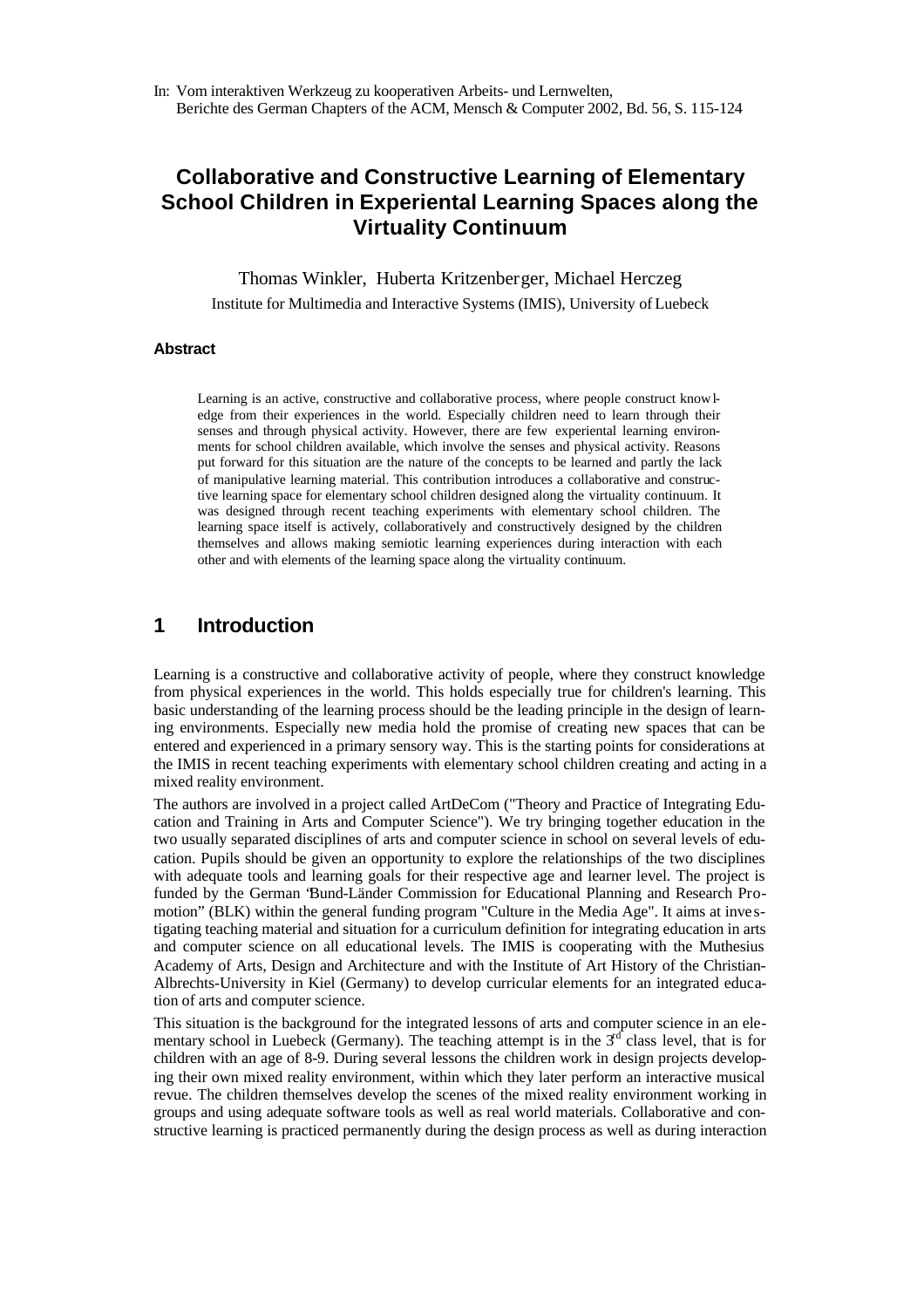In: Vom interaktiven Werkzeug zu kooperativen Arbeits- und Lernwelten,
Berichte des German Chapters of the ACM, Mensch & Computer 2002, Bd. 56, S. 115-124

# Collaborative and Constructive Learning of Elementary School Children in Experiental Learning Spaces along the Virtuality Continuum

Thomas Winkler, Huberta Kritzenberger, Michael Herczeg

Institute for Multimedia and Interactive Systems (IMIS), University of Luebeck

#### Abstract

Learning is an active, constructive and collaborative process, where people construct knowledge from their experiences in the world. Especially children need to learn through their senses and through physical activity. However, there are few experiential learning environments for school children available, which involve the senses and physical activity. Reasons put forward for this situation are the nature of the concepts to be learned and partly the lack of manipulative learning material. This contribution introduces a collaborative and constructive learning space for elementary school children designed along the virtuality continuum. It was designed through recent teaching experiments with elementary school children. The learning space itself is actively, collaboratively and constructively designed by the children themselves and allows making semiotic learning experiences during interaction with each other and with elements of the learning space along the virtuality continuum.

## 1 Introduction

Learning is a constructive and collaborative activity of people, where they construct knowledge from physical experiences in the world. This holds especially true for children's learning. This basic understanding of the learning process should be the leading principle in the design of learning environments. Especially new media hold the promise of creating new spaces that can be entered and experienced in a primary sensory way. This is the starting points for considerations at the IMIS in recent teaching experiments with elementary school children creating and acting in a mixed reality environment.

The authors are involved in a project called ArtDeCom ("Theory and Practice of Integrating Education and Training in Arts and Computer Science"). We try bringing together education in the two usually separated disciplines of arts and computer science in school on several levels of education. Pupils should be given an opportunity to explore the relationships of the two disciplines with adequate tools and learning goals for their respective age and learner level. The project is funded by the German "Bund-Länder Commission for Educational Planning and Research Promotion" (BLK) within the general funding program "Culture in the Media Age". It aims at investigating teaching material and situation for a curriculum definition for integrating education in arts and computer science on all educational levels. The IMIS is cooperating with the Muthesius Academy of Arts, Design and Architecture and with the Institute of Art History of the Christian-Albrechts-University in Kiel (Germany) to develop curricular elements for an integrated education of arts and computer science.

This situation is the background for the integrated lessons of arts and computer science in an elementary school in Luebeck (Germany). The teaching attempt is in the 3rd class level, that is for children with an age of 8-9. During several lessons the children work in design projects developing their own mixed reality environment, within which they later perform an interactive musical revue. The children themselves develop the scenes of the mixed reality environment working in groups and using adequate software tools as well as real world materials. Collaborative and constructive learning is practiced permanently during the design process as well as during interaction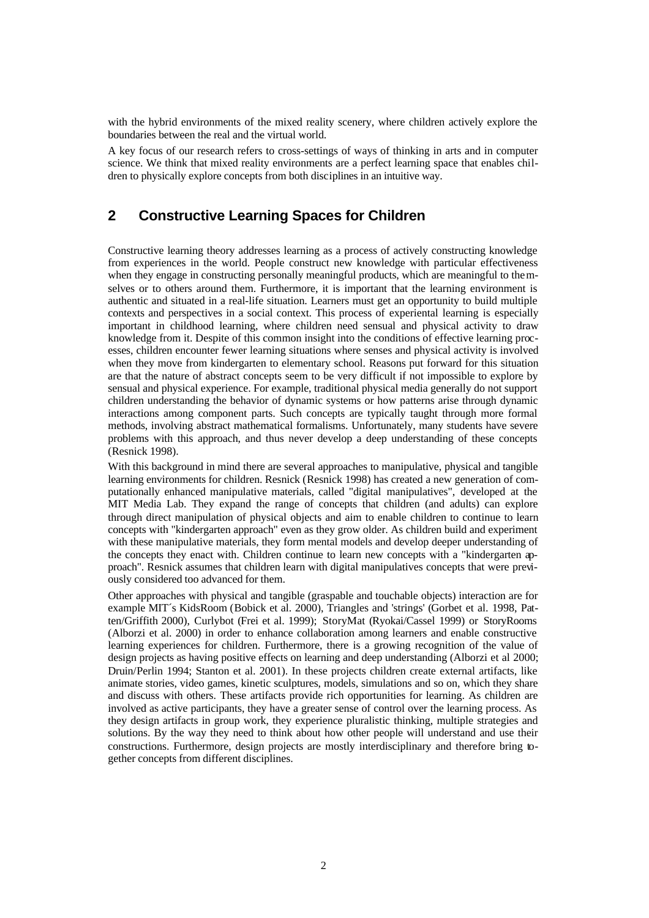with the hybrid environments of the mixed reality scenery, where children actively explore the boundaries between the real and the virtual world.

A key focus of our research refers to cross-settings of ways of thinking in arts and in computer science. We think that mixed reality environments are a perfect learning space that enables children to physically explore concepts from both disciplines in an intuitive way.

## 2 Constructive Learning Spaces for Children

Constructive learning theory addresses learning as a process of actively constructing knowledge from experiences in the world. People construct new knowledge with particular effectiveness when they engage in constructing personally meaningful products, which are meaningful to themselves or to others around them. Furthermore, it is important that the learning environment is authentic and situated in a real-life situation. Learners must get an opportunity to build multiple contexts and perspectives in a social context. This process of experiental learning is especially important in childhood learning, where children need sensual and physical activity to draw knowledge from it. Despite of this common insight into the conditions of effective learning processes, children encounter fewer learning situations where senses and physical activity is involved when they move from kindergarten to elementary school. Reasons put forward for this situation are that the nature of abstract concepts seem to be very difficult if not impossible to explore by sensual and physical experience. For example, traditional physical media generally do not support children understanding the behavior of dynamic systems or how patterns arise through dynamic interactions among component parts. Such concepts are typically taught through more formal methods, involving abstract mathematical formalisms. Unfortunately, many students have severe problems with this approach, and thus never develop a deep understanding of these concepts (Resnick 1998).

With this background in mind there are several approaches to manipulative, physical and tangible learning environments for children. Resnick (Resnick 1998) has created a new generation of computationally enhanced manipulative materials, called "digital manipulatives", developed at the MIT Media Lab. They expand the range of concepts that children (and adults) can explore through direct manipulation of physical objects and aim to enable children to continue to learn concepts with "kindergarten approach" even as they grow older. As children build and experiment with these manipulative materials, they form mental models and develop deeper understanding of the concepts they enact with. Children continue to learn new concepts with a "kindergarten approach". Resnick assumes that children learn with digital manipulatives concepts that were previously considered too advanced for them.

Other approaches with physical and tangible (graspable and touchable objects) interaction are for example MIT´s KidsRoom (Bobick et al. 2000), Triangles and 'strings' (Gorbet et al. 1998, Patten/Griffith 2000), Curlybot (Frei et al. 1999); StoryMat (Ryokai/Cassel 1999) or StoryRooms (Alborzi et al. 2000) in order to enhance collaboration among learners and enable constructive learning experiences for children. Furthermore, there is a growing recognition of the value of design projects as having positive effects on learning and deep understanding (Alborzi et al 2000; Druin/Perlin 1994; Stanton et al. 2001). In these projects children create external artifacts, like animate stories, video games, kinetic sculptures, models, simulations and so on, which they share and discuss with others. These artifacts provide rich opportunities for learning. As children are involved as active participants, they have a greater sense of control over the learning process. As they design artifacts in group work, they experience pluralistic thinking, multiple strategies and solutions. By the way they need to think about how other people will understand and use their constructions. Furthermore, design projects are mostly interdisciplinary and therefore bring together concepts from different disciplines.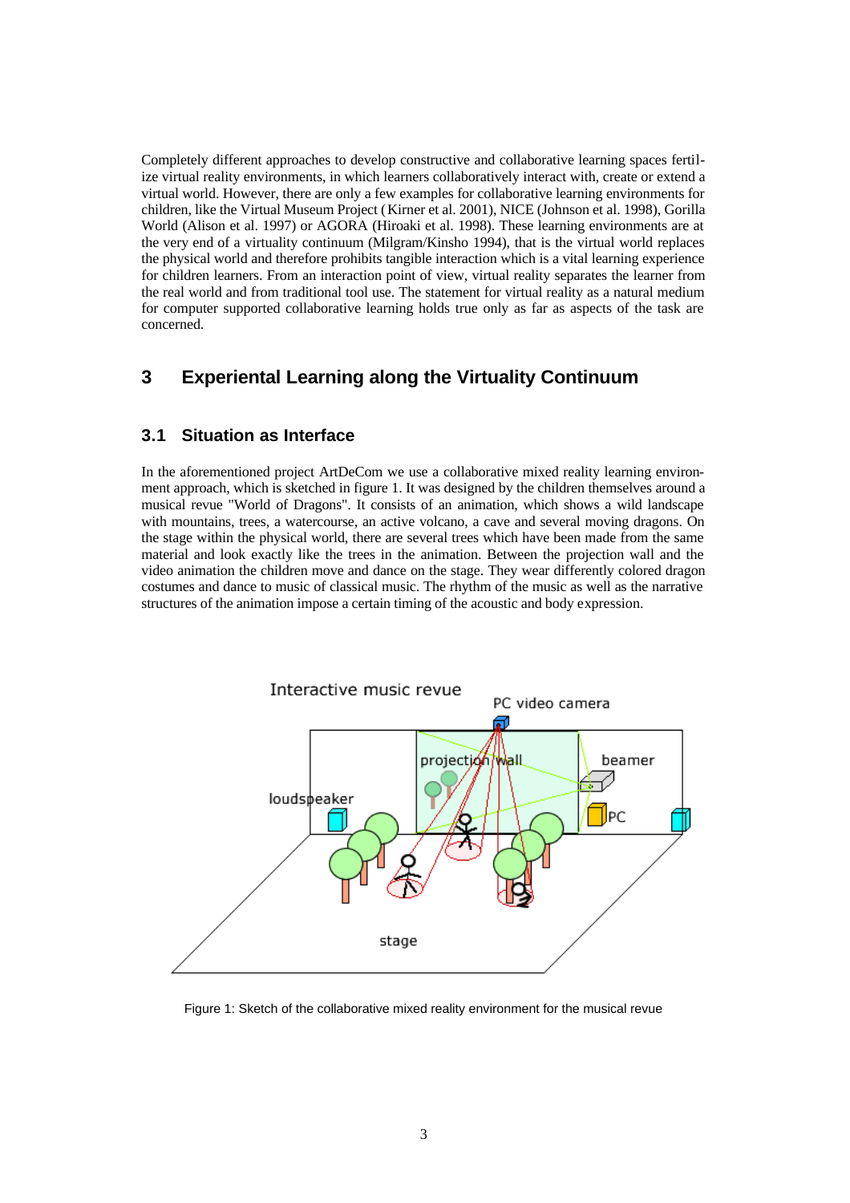Completely different approaches to develop constructive and collaborative learning spaces fertilize virtual reality environments, in which learners collaboratively interact with, create or extend a virtual world. However, there are only a few examples for collaborative learning environments for children, like the Virtual Museum Project (Kirner et al. 2001), NICE (Johnson et al. 1998), Gorilla World (Alison et al. 1997) or AGORA (Hiroaki et al. 1998). These learning environments are at the very end of a virtuality continuum (Milgram/Kinsho 1994), that is the virtual world replaces the physical world and therefore prohibits tangible interaction which is a vital learning experience for children learners. From an interaction point of view, virtual reality separates the learner from the real world and from traditional tool use. The statement for virtual reality as a natural medium for computer supported collaborative learning holds true only as far as aspects of the task are concerned.

## 3 Experiental Learning along the Virtuality Continuum

### 3.1 Situation as Interface

In the aforementioned project ArtDeCom we use a collaborative mixed reality learning environment approach, which is sketched in figure 1. It was designed by the children themselves around a musical revue "World of Dragons". It consists of an animation, which shows a wild landscape with mountains, trees, a watercourse, an active volcano, a cave and several moving dragons. On the stage within the physical world, there are several trees which have been made from the same material and look exactly like the trees in the animation. Between the projection wall and the video animation the children move and dance on the stage. They wear differently colored dragon costumes and dance to music of classical music. The rhythm of the music as well as the narrative structures of the animation impose a certain timing of the acoustic and body expression.

Figure 1: Sketch of the collaborative mixed reality environment for the musical revue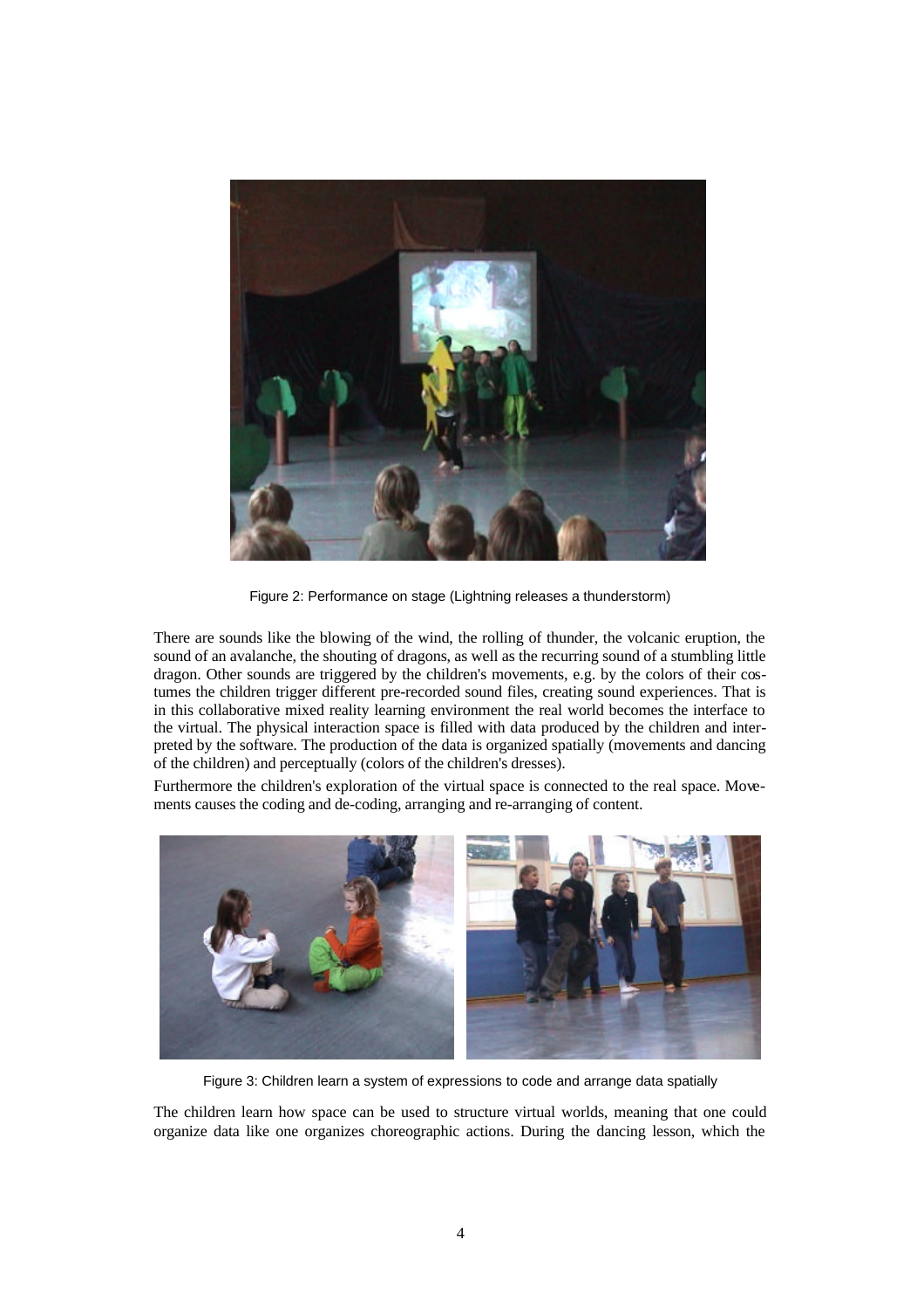Figure 2: Performance on stage (Lightning releases a thunderstorm)

There are sounds like the blowing of the wind, the rolling of thunder, the volcanic eruption, the sound of an avalanche, the shouting of dragons, as well as the recurring sound of a stumbling little dragon. Other sounds are triggered by the children's movements, e.g. by the colors of their costumes the children trigger different pre-recorded sound files, creating sound experiences. That is in this collaborative mixed reality learning environment the real world becomes the interface to the virtual. The physical interaction space is filled with data produced by the children and interpreted by the software. The production of the data is organized spatially (movements and dancing of the children) and perceptually (colors of the children's dresses).

Furthermore the children's exploration of the virtual space is connected to the real space. Movements causes the coding and de-coding, arranging and re-arranging of content.

Figure 3: Children learn a system of expressions to code and arrange data spatially

The children learn how space can be used to structure virtual worlds, meaning that one could organize data like one organizes choreographic actions. During the dancing lesson, which the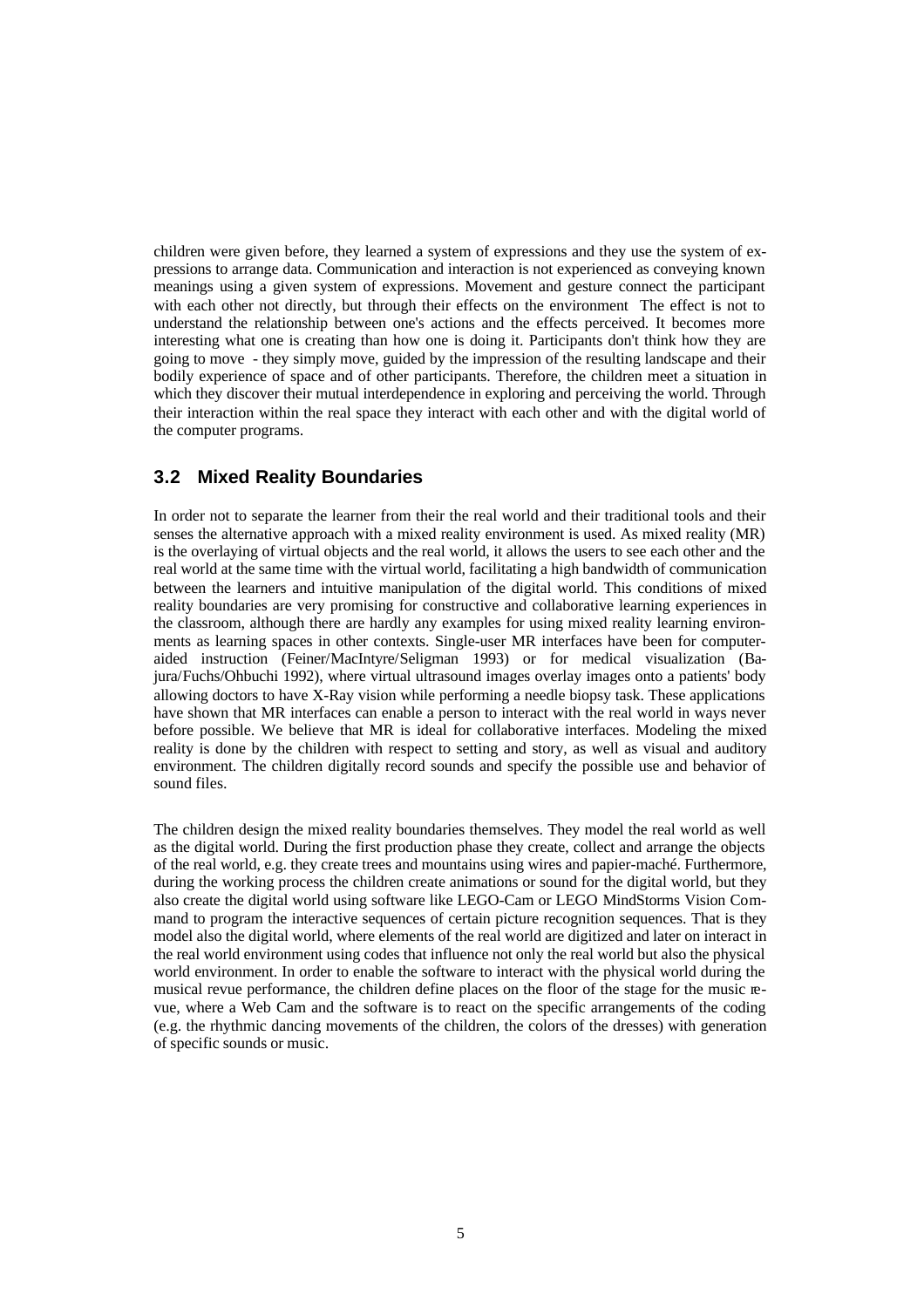children were given before, they learned a system of expressions and they use the system of expressions to arrange data. Communication and interaction is not experienced as conveying known meanings using a given system of expressions. Movement and gesture connect the participant with each other not directly, but through their effects on the environment The effect is not to understand the relationship between one's actions and the effects perceived. It becomes more interesting what one is creating than how one is doing it. Participants don't think how they are going to move - they simply move, guided by the impression of the resulting landscape and their bodily experience of space and of other participants. Therefore, the children meet a situation in which they discover their mutual interdependence in exploring and perceiving the world. Through their interaction within the real space they interact with each other and with the digital world of the computer programs.

## 3.2 Mixed Reality Boundaries

In order not to separate the learner from their the real world and their traditional tools and their senses the alternative approach with a mixed reality environment is used. As mixed reality (MR) is the overlaying of virtual objects and the real world, it allows the users to see each other and the real world at the same time with the virtual world, facilitating a high bandwidth of communication between the learners and intuitive manipulation of the digital world. This conditions of mixed reality boundaries are very promising for constructive and collaborative learning experiences in the classroom, although there are hardly any examples for using mixed reality learning environments as learning spaces in other contexts. Single-user MR interfaces have been for computer-aided instruction (Feiner/MacIntyre/Seligman 1993) or for medical visualization (Bajura/Fuchs/Ohbuchi 1992), where virtual ultrasound images overlay images onto a patients' body allowing doctors to have X-Ray vision while performing a needle biopsy task. These applications have shown that MR interfaces can enable a person to interact with the real world in ways never before possible. We believe that MR is ideal for collaborative interfaces. Modeling the mixed reality is done by the children with respect to setting and story, as well as visual and auditory environment. The children digitally record sounds and specify the possible use and behavior of sound files.

The children design the mixed reality boundaries themselves. They model the real world as well as the digital world. During the first production phase they create, collect and arrange the objects of the real world, e.g. they create trees and mountains using wires and papier-maché. Furthermore, during the working process the children create animations or sound for the digital world, but they also create the digital world using software like LEGO-Cam or LEGO MindStorms Vision Command to program the interactive sequences of certain picture recognition sequences. That is they model also the digital world, where elements of the real world are digitized and later on interact in the real world environment using codes that influence not only the real world but also the physical world environment. In order to enable the software to interact with the physical world during the musical revue performance, the children define places on the floor of the stage for the music revue, where a Web Cam and the software is to react on the specific arrangements of the coding (e.g. the rhythmic dancing movements of the children, the colors of the dresses) with generation of specific sounds or music.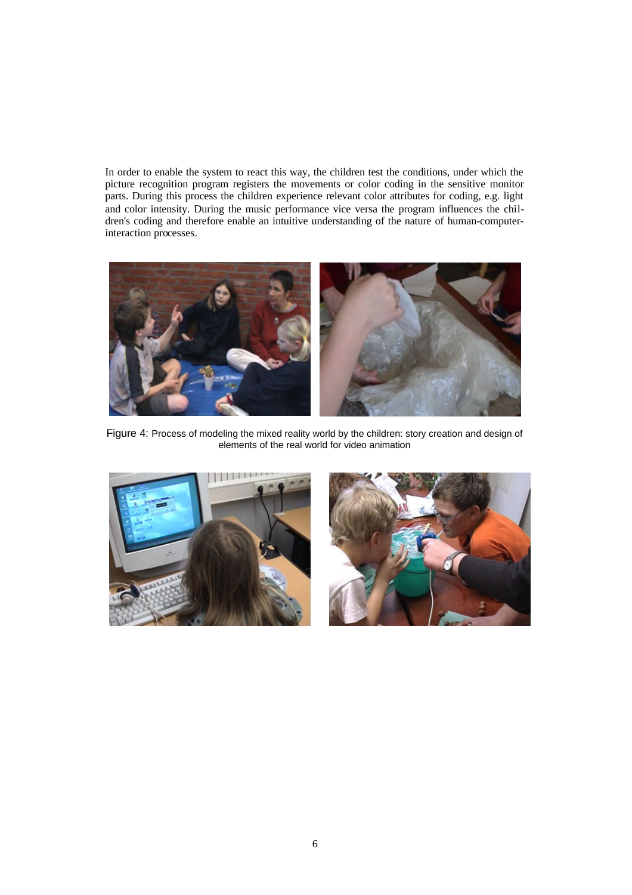In order to enable the system to react this way, the children test the conditions, under which the picture recognition program registers the movements or color coding in the sensitive monitor parts. During this process the children experience relevant color attributes for coding, e.g. light and color intensity. During the music performance vice versa the program influences the children's coding and therefore enable an intuitive understanding of the nature of human-computer-interaction processes.

Figure 4: Process of modeling the mixed reality world by the children: story creation and design of elements of the real world for video animation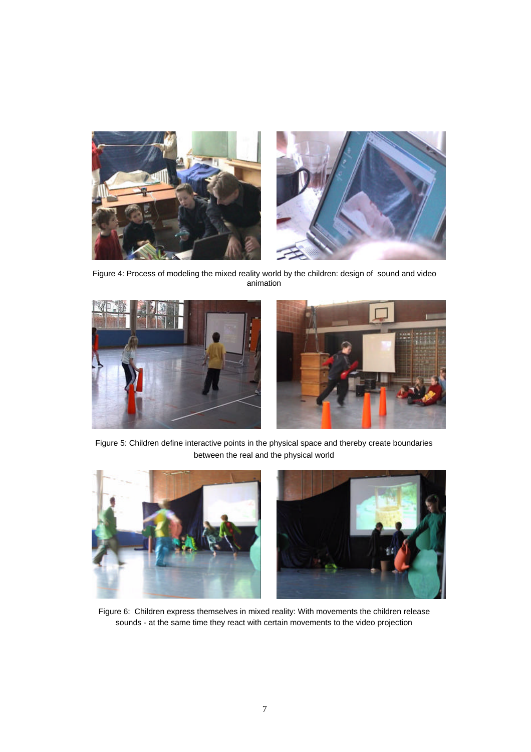Figure 4: Process of modeling the mixed reality world by the children: design of sound and video animation

Figure 5: Children define interactive points in the physical space and thereby create boundaries between the real and the physical world

Figure 6: Children express themselves in mixed reality: With movements the children release sounds - at the same time they react with certain movements to the video projection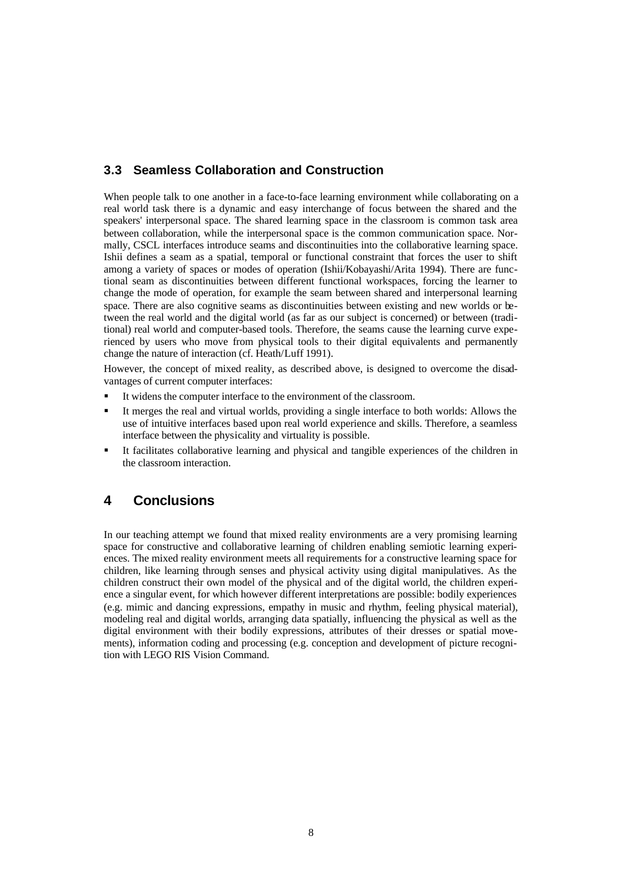### 3.3 Seamless Collaboration and Construction

When people talk to one another in a face-to-face learning environment while collaborating on a real world task there is a dynamic and easy interchange of focus between the shared and the speakers' interpersonal space. The shared learning space in the classroom is common task area between collaboration, while the interpersonal space is the common communication space. Normally, CSCL interfaces introduce seams and discontinuities into the collaborative learning space. Ishii defines a seam as a spatial, temporal or functional constraint that forces the user to shift among a variety of spaces or modes of operation (Ishii/Kobayashi/Arita 1994). There are functional seam as discontinuities between different functional workspaces, forcing the learner to change the mode of operation, for example the seam between shared and interpersonal learning space. There are also cognitive seams as discontinuities between existing and new worlds or between the real world and the digital world (as far as our subject is concerned) or between (traditional) real world and computer-based tools. Therefore, the seams cause the learning curve experienced by users who move from physical tools to their digital equivalents and permanently change the nature of interaction (cf. Heath/Luff 1991).

However, the concept of mixed reality, as described above, is designed to overcome the disadvantages of current computer interfaces:

- It widens the computer interface to the environment of the classroom.
- It merges the real and virtual worlds, providing a single interface to both worlds: Allows the use of intuitive interfaces based upon real world experience and skills. Therefore, a seamless interface between the physicality and virtuality is possible.
- It facilitates collaborative learning and physical and tangible experiences of the children in the classroom interaction.

## 4 Conclusions

In our teaching attempt we found that mixed reality environments are a very promising learning space for constructive and collaborative learning of children enabling semiotic learning experiences. The mixed reality environment meets all requirements for a constructive learning space for children, like learning through senses and physical activity using digital manipulatives. As the children construct their own model of the physical and of the digital world, the children experience a singular event, for which however different interpretations are possible: bodily experiences (e.g. mimic and dancing expressions, empathy in music and rhythm, feeling physical material), modeling real and digital worlds, arranging data spatially, influencing the physical as well as the digital environment with their bodily expressions, attributes of their dresses or spatial movements), information coding and processing (e.g. conception and development of picture recognition with LEGO RIS Vision Command.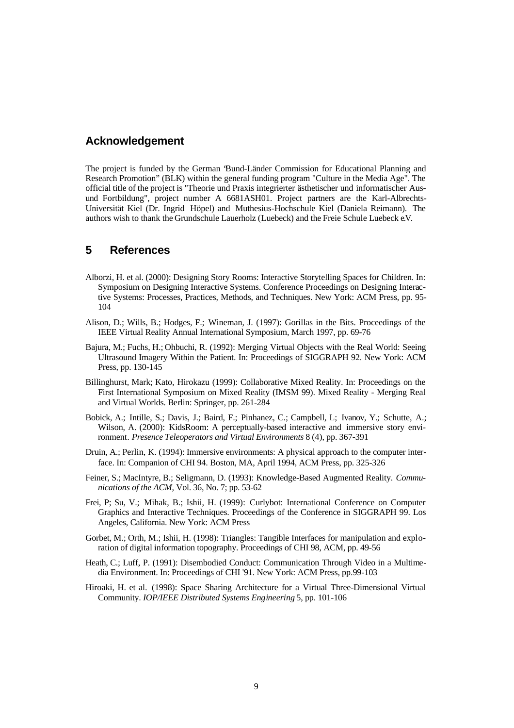## Acknowledgement

The project is funded by the German "Bund-Länder Commission for Educational Planning and Research Promotion" (BLK) within the general funding program "Culture in the Media Age". The official title of the project is "Theorie und Praxis integrierter ästhetischer und informatischer Aus- und Fortbildung", project number A 6681ASH01. Project partners are the Karl-Albrechts-Universität Kiel (Dr. Ingrid Höpel) and Muthesius-Hochschule Kiel (Daniela Reimann). The authors wish to thank the Grundschule Lauerholz (Luebeck) and the Freie Schule Luebeck e.V.

## 5 References

Alborzi, H. et al. (2000): Designing Story Rooms: Interactive Storytelling Spaces for Children. In: Symposium on Designing Interactive Systems. Conference Proceedings on Designing Interactive Systems: Processes, Practices, Methods, and Techniques. New York: ACM Press, pp. 95-104

Alison, D.; Wills, B.; Hodges, F.; Wineman, J. (1997): Gorillas in the Bits. Proceedings of the IEEE Virtual Reality Annual International Symposium, March 1997, pp. 69-76

Bajura, M.; Fuchs, H.; Ohbuchi, R. (1992): Merging Virtual Objects with the Real World: Seeing Ultrasound Imagery Within the Patient. In: Proceedings of SIGGRAPH 92. New York: ACM Press, pp. 130-145

Billinghurst, Mark; Kato, Hirokazu (1999): Collaborative Mixed Reality. In: Proceedings on the First International Symposium on Mixed Reality (IMSM 99). Mixed Reality - Merging Real and Virtual Worlds. Berlin: Springer, pp. 261-284

Bobick, A.; Intille, S.; Davis, J.; Baird, F.; Pinhanez, C.; Campbell, L; Ivanov, Y.; Schutte, A.; Wilson, A. (2000): KidsRoom: A perceptually-based interactive and immersive story environment. *Presence Teleoperators and Virtual Environments* 8 (4), pp. 367-391

Druin, A.; Perlin, K. (1994): Immersive environments: A physical approach to the computer interface. In: Companion of CHI 94. Boston, MA, April 1994, ACM Press, pp. 325-326

Feiner, S.; MacIntyre, B.; Seligmann, D. (1993): Knowledge-Based Augmented Reality. *Communications of the ACM*, Vol. 36, No. 7; pp. 53-62

Frei, P; Su, V.; Mihak, B.; Ishii, H. (1999): Curlybot: International Conference on Computer Graphics and Interactive Techniques. Proceedings of the Conference in SIGGRAPH 99. Los Angeles, California. New York: ACM Press

Gorbet, M.; Orth, M.; Ishii, H. (1998): Triangles: Tangible Interfaces for manipulation and exploration of digital information topography. Proceedings of CHI 98, ACM, pp. 49-56

Heath, C.; Luff, P. (1991): Disembodied Conduct: Communication Through Video in a Multimedia Environment. In: Proceedings of CHI '91. New York: ACM Press, pp.99-103

Hiroaki, H. et al. (1998): Space Sharing Architecture for a Virtual Three-Dimensional Virtual Community. *IOP/IEEE Distributed Systems Engineering* 5, pp. 101-106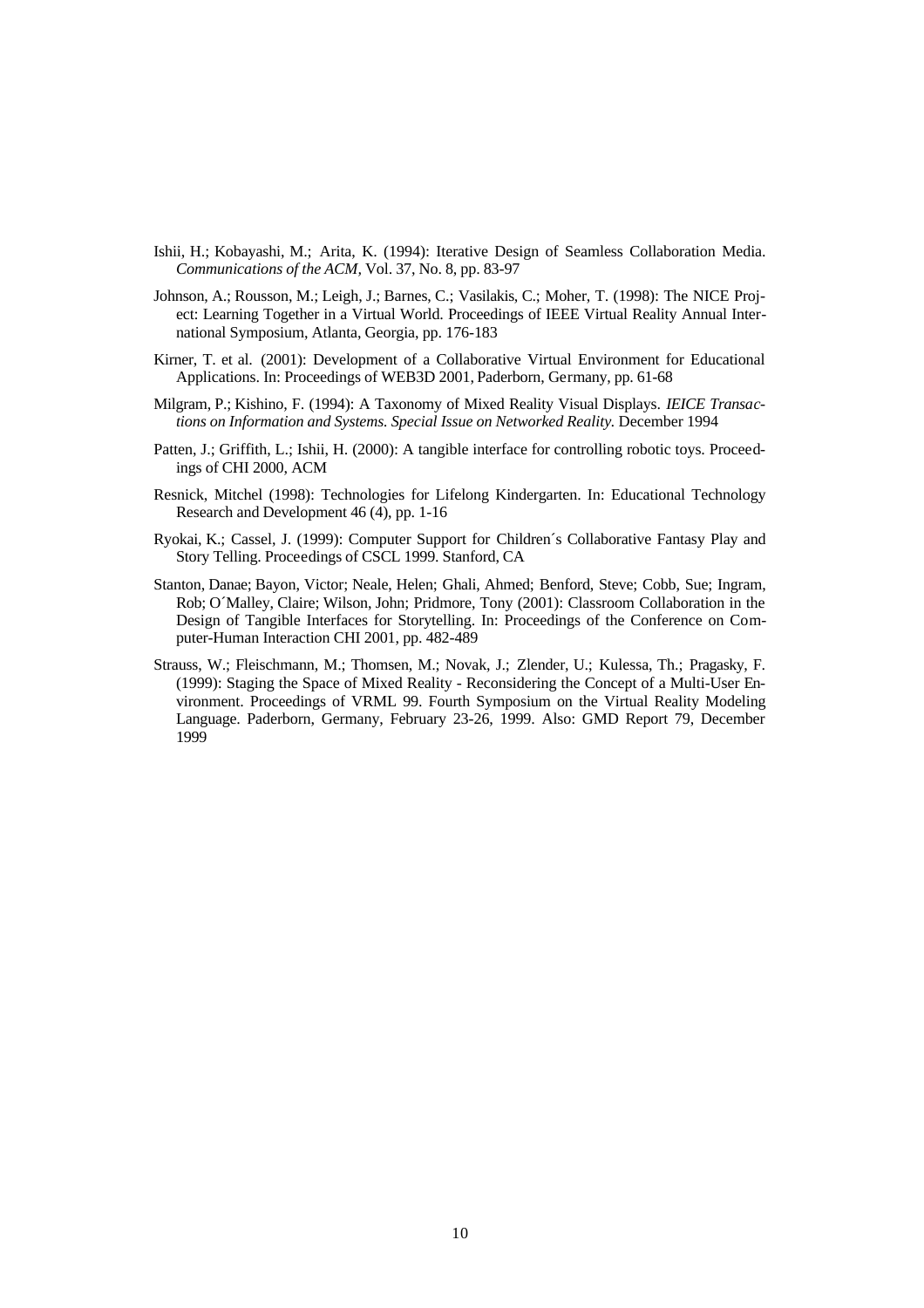Ishii, H.; Kobayashi, M.; Arita, K. (1994): Iterative Design of Seamless Collaboration Media. *Communications of the ACM*, Vol. 37, No. 8, pp. 83-97

Johnson, A.; Rousson, M.; Leigh, J.; Barnes, C.; Vasilakis, C.; Moher, T. (1998): The NICE Project: Learning Together in a Virtual World. Proceedings of IEEE Virtual Reality Annual International Symposium, Atlanta, Georgia, pp. 176-183

Kirner, T. et al. (2001): Development of a Collaborative Virtual Environment for Educational Applications. In: Proceedings of WEB3D 2001, Paderborn, Germany, pp. 61-68

Milgram, P.; Kishino, F. (1994): A Taxonomy of Mixed Reality Visual Displays. *IEICE Transactions on Information and Systems. Special Issue on Networked Reality.* December 1994

Patten, J.; Griffith, L.; Ishii, H. (2000): A tangible interface for controlling robotic toys. Proceedings of CHI 2000, ACM

Resnick, Mitchel (1998): Technologies for Lifelong Kindergarten. In: Educational Technology Research and Development 46 (4), pp. 1-16

Ryokai, K.; Cassel, J. (1999): Computer Support for Children´s Collaborative Fantasy Play and Story Telling. Proceedings of CSCL 1999. Stanford, CA

Stanton, Danae; Bayon, Victor; Neale, Helen; Ghali, Ahmed; Benford, Steve; Cobb, Sue; Ingram, Rob; O´Malley, Claire; Wilson, John; Pridmore, Tony (2001): Classroom Collaboration in the Design of Tangible Interfaces for Storytelling. In: Proceedings of the Conference on Computer-Human Interaction CHI 2001, pp. 482-489

Strauss, W.; Fleischmann, M.; Thomsen, M.; Novak, J.; Zlender, U.; Kulessa, Th.; Pragasky, F. (1999): Staging the Space of Mixed Reality - Reconsidering the Concept of a Multi-User Environment. Proceedings of VRML 99. Fourth Symposium on the Virtual Reality Modeling Language. Paderborn, Germany, February 23-26, 1999. Also: GMD Report 79, December 1999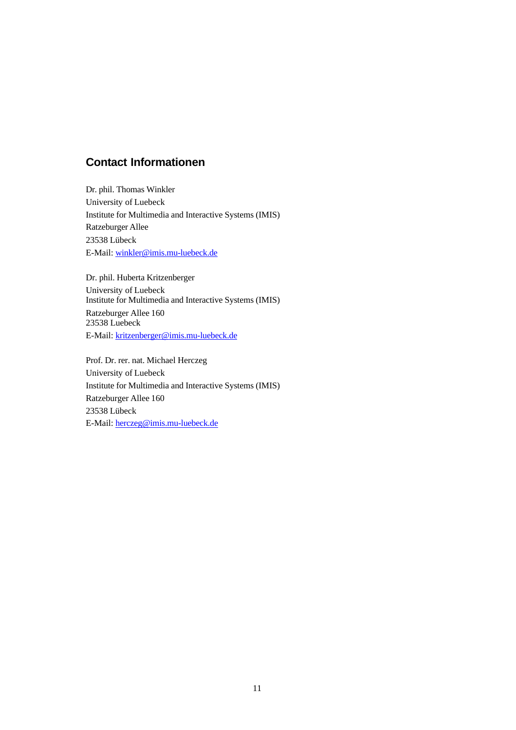## Contact Informationen

Dr. phil. Thomas Winkler
University of Luebeck
Institute for Multimedia and Interactive Systems (IMIS)
Ratzeburger Allee
23538 Lübeck
E-Mail: winkler@imis.mu-luebeck.de

Dr. phil. Huberta Kritzenberger
University of Luebeck
Institute for Multimedia and Interactive Systems (IMIS)
Ratzeburger Allee 160
23538 Luebeck
E-Mail: kritzenberger@imis.mu-luebeck.de

Prof. Dr. rer. nat. Michael Herczeg
University of Luebeck
Institute for Multimedia and Interactive Systems (IMIS)
Ratzeburger Allee 160
23538 Lübeck
E-Mail: herczeg@imis.mu-luebeck.de